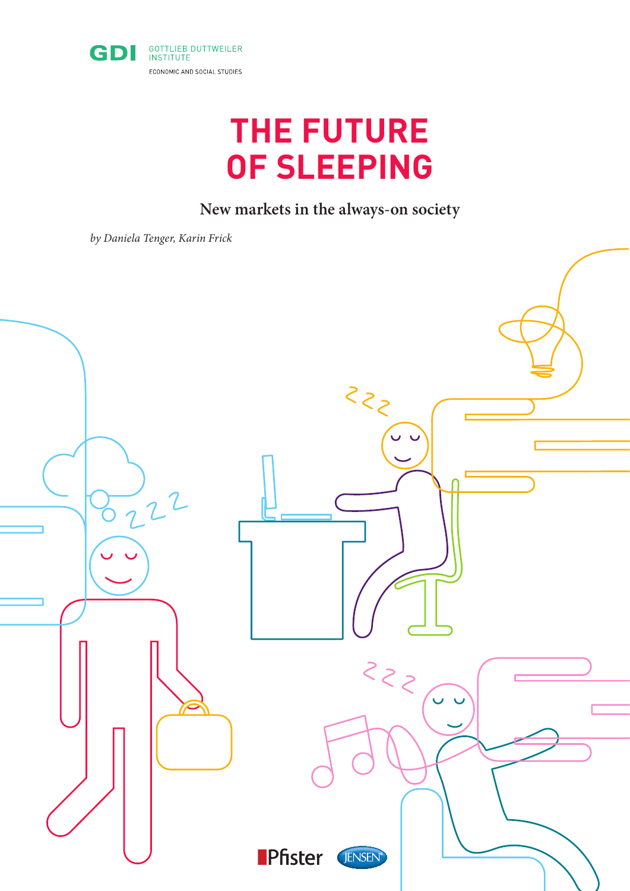GDI GOTTLIEB DUTTWEILER INSTITUTE

ECONOMIC AND SOCIAL STUDIES

# THE FUTURE OF SLEEPING

**New markets in the always-on society**

*by Daniela Tenger, Karin Frick*

Pfister JENSEN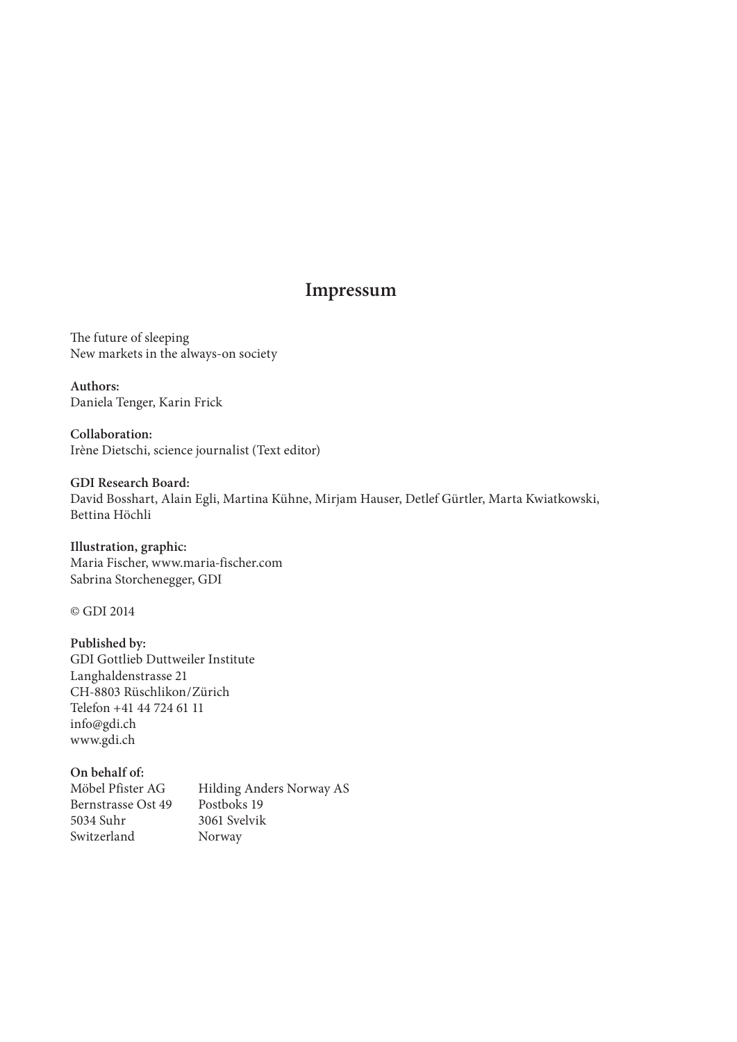# Impressum

The future of sleeping
New markets in the always-on society

**Authors:**
Daniela Tenger, Karin Frick

**Collaboration:**
Irène Dietschi, science journalist (Text editor)

**GDI Research Board:**
David Bosshart, Alain Egli, Martina Kühne, Mirjam Hauser, Detlef Gürtler, Marta Kwiatkowski, Bettina Höchli

**Illustration, graphic:**
Maria Fischer, www.maria-fischer.com
Sabrina Storchenegger, GDI

© GDI 2014

**Published by:**
GDI Gottlieb Duttweiler Institute
Langhaldenstrasse 21
CH-8803 Rüschlikon/Zürich
Telefon +41 44 724 61 11
info@gdi.ch
www.gdi.ch

**On behalf of:**

| Möbel Pfister AG | Hilding Anders Norway AS |
|---|---|
| Bernstrasse Ost 49 | Postboks 19 |
| 5034 Suhr | 3061 Svelvik |
| Switzerland | Norway |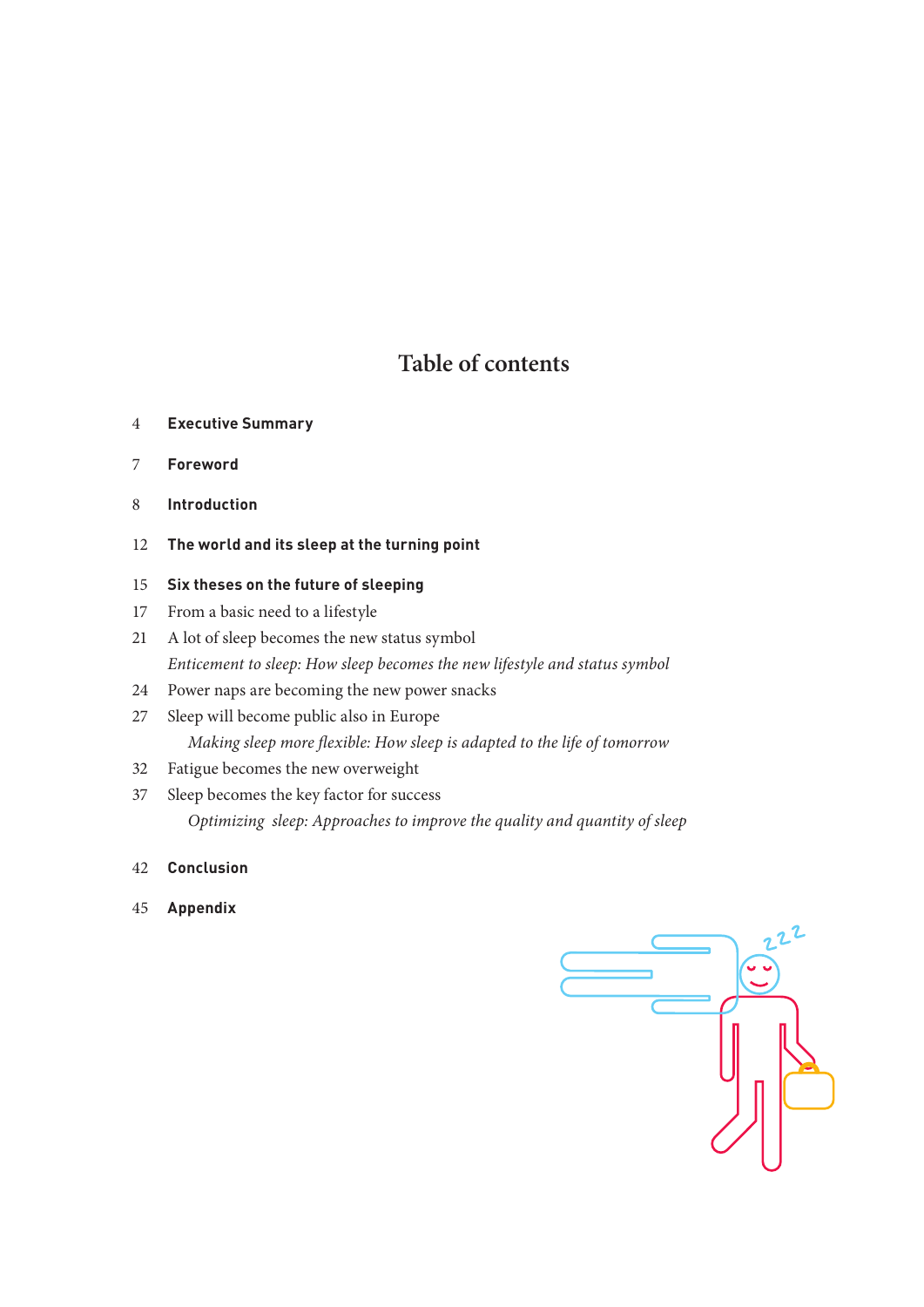# Table of contents

4 **Executive Summary**

7 **Foreword**

8 **Introduction**

12 **The world and its sleep at the turning point**

15 **Six theses on the future of sleeping**

17 From a basic need to a lifestyle

21 A lot of sleep becomes the new status symbol

*Enticement to sleep: How sleep becomes the new lifestyle and status symbol*

24 Power naps are becoming the new power snacks

27 Sleep will become public also in Europe

*Making sleep more flexible: How sleep is adapted to the life of tomorrow*

32 Fatigue becomes the new overweight

37 Sleep becomes the key factor for success

*Optimizing sleep: Approaches to improve the quality and quantity of sleep*

42 **Conclusion**

45 **Appendix**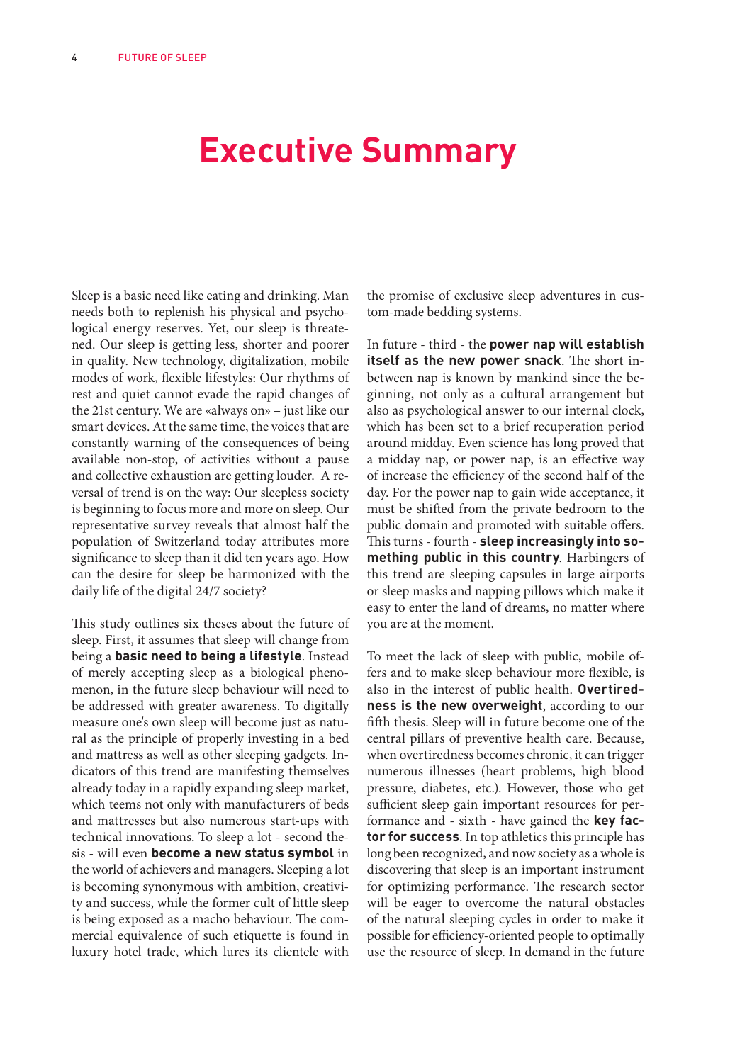# Executive Summary

Sleep is a basic need like eating and drinking. Man needs both to replenish his physical and psychological energy reserves. Yet, our sleep is threatened. Our sleep is getting less, shorter and poorer in quality. New technology, digitalization, mobile modes of work, flexible lifestyles: Our rhythms of rest and quiet cannot evade the rapid changes of the 21st century. We are «always on» – just like our smart devices. At the same time, the voices that are constantly warning of the consequences of being available non-stop, of activities without a pause and collective exhaustion are getting louder. A reversal of trend is on the way: Our sleepless society is beginning to focus more and more on sleep. Our representative survey reveals that almost half the population of Switzerland today attributes more significance to sleep than it did ten years ago. How can the desire for sleep be harmonized with the daily life of the digital 24/7 society?

This study outlines six theses about the future of sleep. First, it assumes that sleep will change from being a **basic need to being a lifestyle**. Instead of merely accepting sleep as a biological phenomenon, in the future sleep behaviour will need to be addressed with greater awareness. To digitally measure one's own sleep will become just as natural as the principle of properly investing in a bed and mattress as well as other sleeping gadgets. Indicators of this trend are manifesting themselves already today in a rapidly expanding sleep market, which teems not only with manufacturers of beds and mattresses but also numerous start-ups with technical innovations. To sleep a lot - second thesis - will even **become a new status symbol** in the world of achievers and managers. Sleeping a lot is becoming synonymous with ambition, creativity and success, while the former cult of little sleep is being exposed as a macho behaviour. The commercial equivalence of such etiquette is found in luxury hotel trade, which lures its clientele with the promise of exclusive sleep adventures in custom-made bedding systems.

In future - third - the **power nap will establish itself as the new power snack**. The short in-between nap is known by mankind since the beginning, not only as a cultural arrangement but also as psychological answer to our internal clock, which has been set to a brief recuperation period around midday. Even science has long proved that a midday nap, or power nap, is an effective way of increase the efficiency of the second half of the day. For the power nap to gain wide acceptance, it must be shifted from the private bedroom to the public domain and promoted with suitable offers. This turns - fourth - **sleep increasingly into something public in this country**. Harbingers of this trend are sleeping capsules in large airports or sleep masks and napping pillows which make it easy to enter the land of dreams, no matter where you are at the moment.

To meet the lack of sleep with public, mobile offers and to make sleep behaviour more flexible, is also in the interest of public health. **Overtiredness is the new overweight**, according to our fifth thesis. Sleep will in future become one of the central pillars of preventive health care. Because, when overtiredness becomes chronic, it can trigger numerous illnesses (heart problems, high blood pressure, diabetes, etc.). However, those who get sufficient sleep gain important resources for performance and - sixth - have gained the **key factor for success**. In top athletics this principle has long been recognized, and now society as a whole is discovering that sleep is an important instrument for optimizing performance. The research sector will be eager to overcome the natural obstacles of the natural sleeping cycles in order to make it possible for efficiency-oriented people to optimally use the resource of sleep. In demand in the future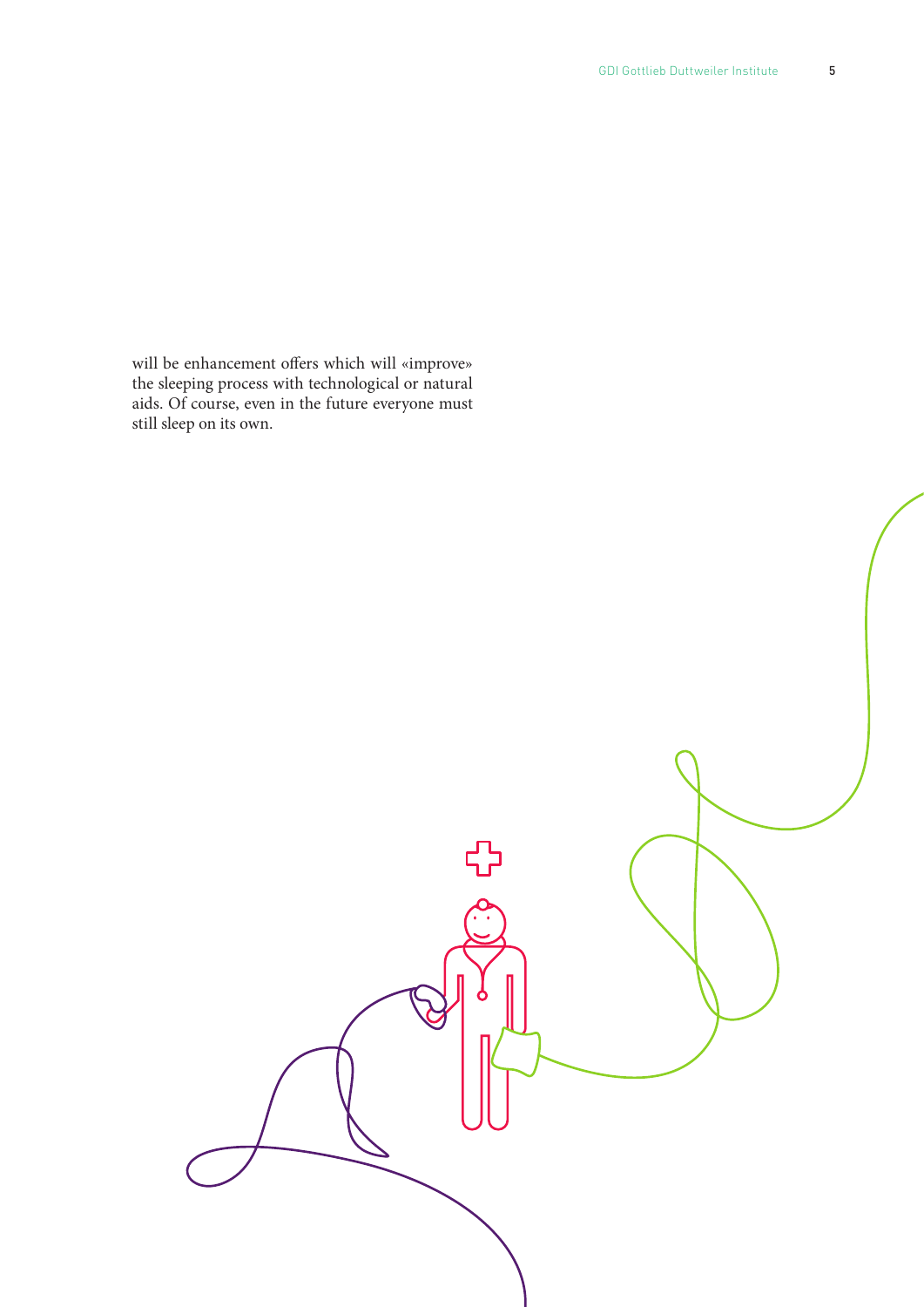will be enhancement offers which will «improve» the sleeping process with technological or natural aids. Of course, even in the future everyone must still sleep on its own.